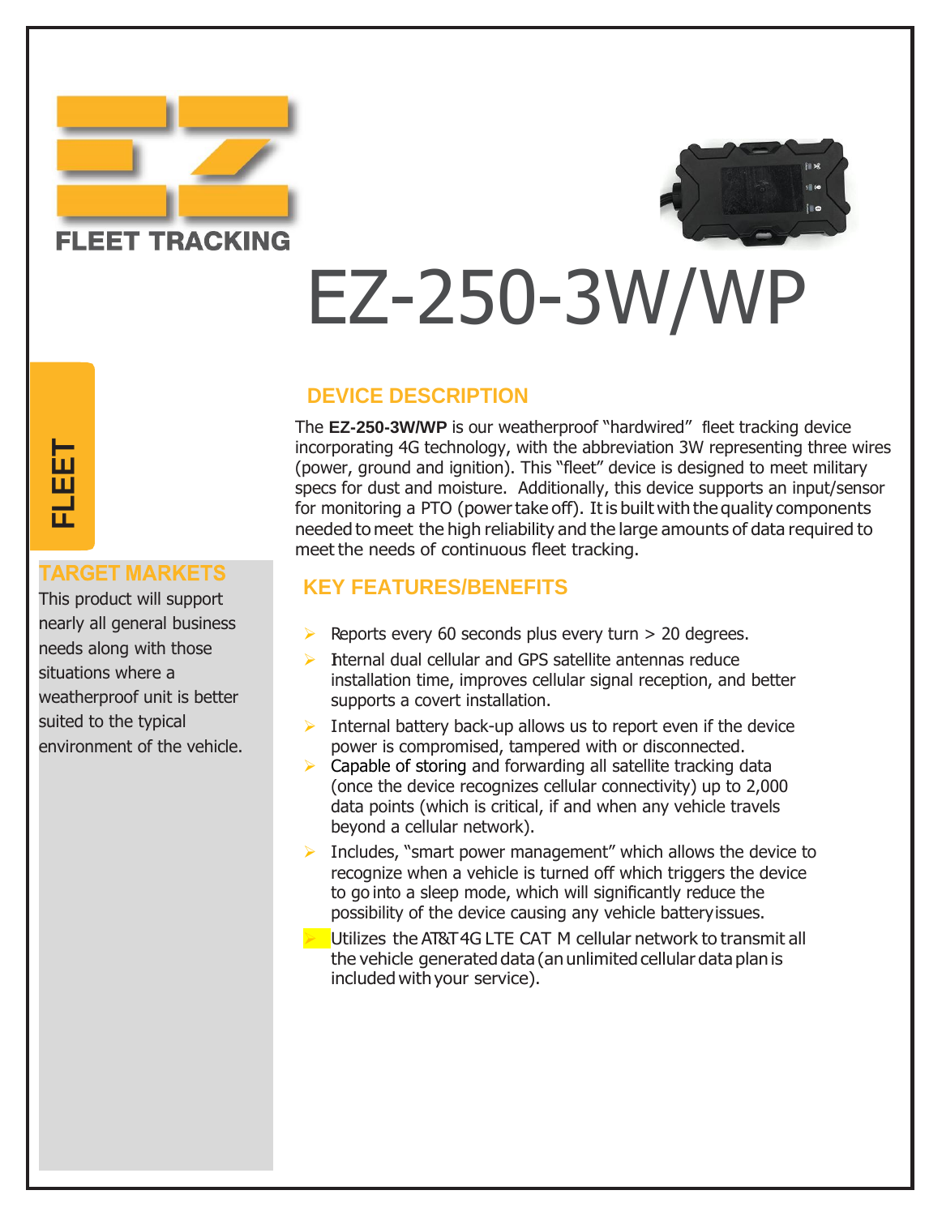FLEET TRACKING

# EZ-250-3W/WP

FLEET

## TARGET MARKETS

This product will support nearly all general business needs along with those situations where a weatherproof unit is better suited to the typical environment of the vehicle.

## DEVICE DESCRIPTION

The **EZ-250-3W/WP** is our weatherproof "hardwired" fleet tracking device incorporating 4G technology, with the abbreviation 3W representing three wires (power, ground and ignition). This "fleet" device is designed to meet military specs for dust and moisture. Additionally, this device supports an input/sensor for monitoring a PTO (power take off). It is built with the quality components needed to meet the high reliability and the large amounts of data required to meet the needs of continuous fleet tracking.

## KEY FEATURES/BENEFITS

- Reports every 60 seconds plus every turn > 20 degrees.
- Internal dual cellular and GPS satellite antennas reduce installation time, improves cellular signal reception, and better supports a covert installation.
- Internal battery back-up allows us to report even if the device power is compromised, tampered with or disconnected.
- Capable of storing and forwarding all satellite tracking data (once the device recognizes cellular connectivity) up to 2,000 data points (which is critical, if and when any vehicle travels beyond a cellular network).
- Includes, "smart power management" which allows the device to recognize when a vehicle is turned off which triggers the device to go into a sleep mode, which will significantly reduce the possibility of the device causing any vehicle battery issues.
- Utilizes the AT&T 4G LTE CAT M cellular network to transmit all the vehicle generated data (an unlimited cellular data plan is included with your service).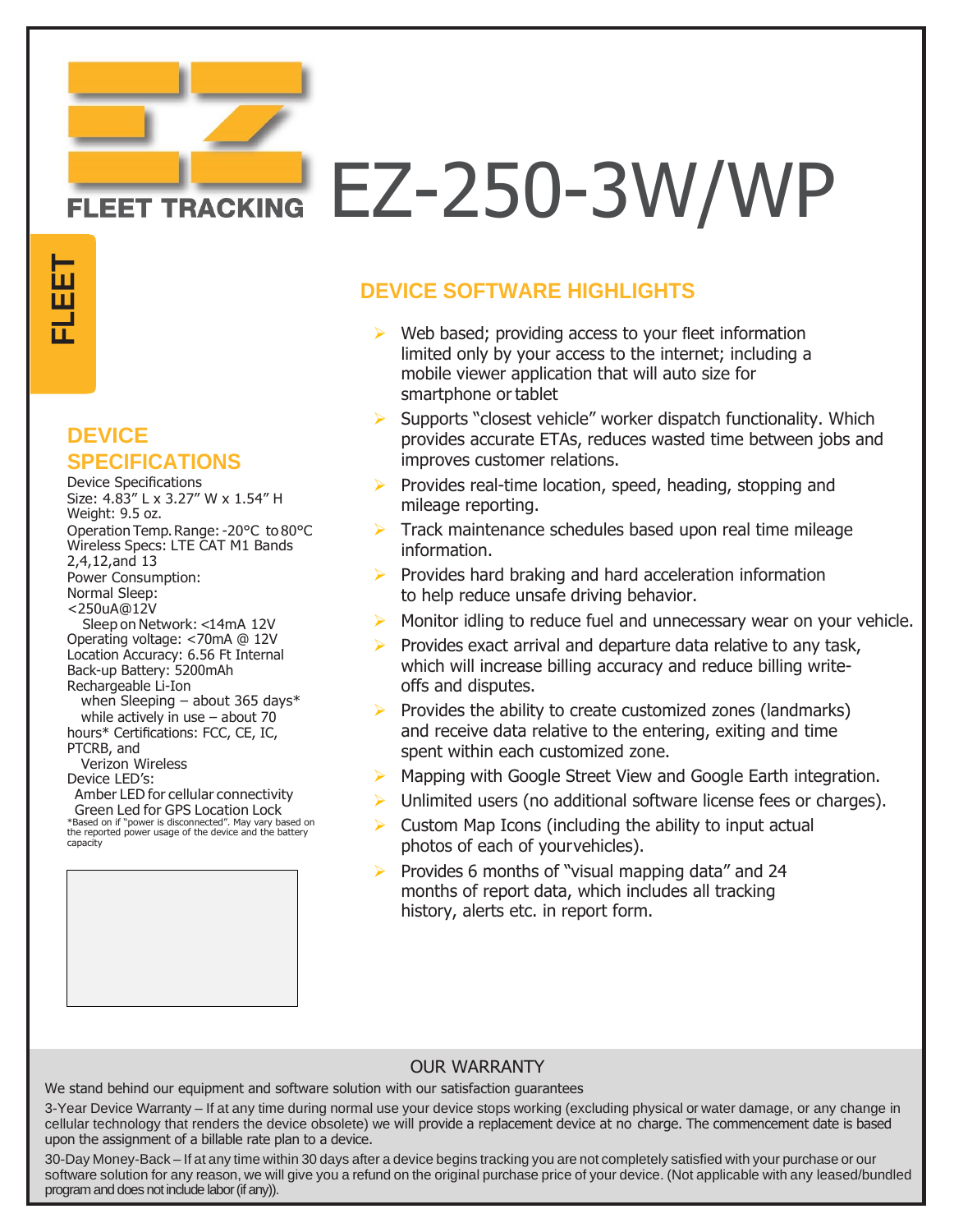FLEET TRACKING

# EZ-250-3W/WP

FLEET

## DEVICE SPECIFICATIONS

Device Specifications
Size: 4.83" L x 3.27" W x 1.54" H
Weight: 9.5 oz.
Operation Temp. Range: -20°C to 80°C
Wireless Specs: LTE CAT M1 Bands 2,4,12,and 13
Power Consumption:
Normal Sleep:
<250uA@12V
Sleep on Network: <14mA 12V
Operating voltage: <70mA @ 12V
Location Accuracy: 6.56 Ft Internal
Back-up Battery: 5200mAh
Rechargeable Li-Ion
when Sleeping – about 365 days*
while actively in use – about 70 hours*
Certifications: FCC, CE, IC, PTCRB, and
Verizon Wireless
Device LED's:
Amber LED for cellular connectivity
Green Led for GPS Location Lock

*Based on if "power is disconnected". May vary based on the reported power usage of the device and the battery capacity

## DEVICE SOFTWARE HIGHLIGHTS

- Web based; providing access to your fleet information limited only by your access to the internet; including a mobile viewer application that will auto size for smartphone or tablet
- Supports "closest vehicle" worker dispatch functionality. Which provides accurate ETAs, reduces wasted time between jobs and improves customer relations.
- Provides real-time location, speed, heading, stopping and mileage reporting.
- Track maintenance schedules based upon real time mileage information.
- Provides hard braking and hard acceleration information to help reduce unsafe driving behavior.
- Monitor idling to reduce fuel and unnecessary wear on your vehicle.
- Provides exact arrival and departure data relative to any task, which will increase billing accuracy and reduce billing write-offs and disputes.
- Provides the ability to create customized zones (landmarks) and receive data relative to the entering, exiting and time spent within each customized zone.
- Mapping with Google Street View and Google Earth integration.
- Unlimited users (no additional software license fees or charges).
- Custom Map Icons (including the ability to input actual photos of each of yourvehicles).
- Provides 6 months of "visual mapping data" and 24 months of report data, which includes all tracking history, alerts etc. in report form.

## OUR WARRANTY

We stand behind our equipment and software solution with our satisfaction guarantees

3-Year Device Warranty – If at any time during normal use your device stops working (excluding physical or water damage, or any change in cellular technology that renders the device obsolete) we will provide a replacement device at no charge. The commencement date is based upon the assignment of a billable rate plan to a device.

30-Day Money-Back – If at any time within 30 days after a device begins tracking you are not completely satisfied with your purchase or our software solution for any reason, we will give you a refund on the original purchase price of your device. (Not applicable with any leased/bundled program and does not include labor (if any)).